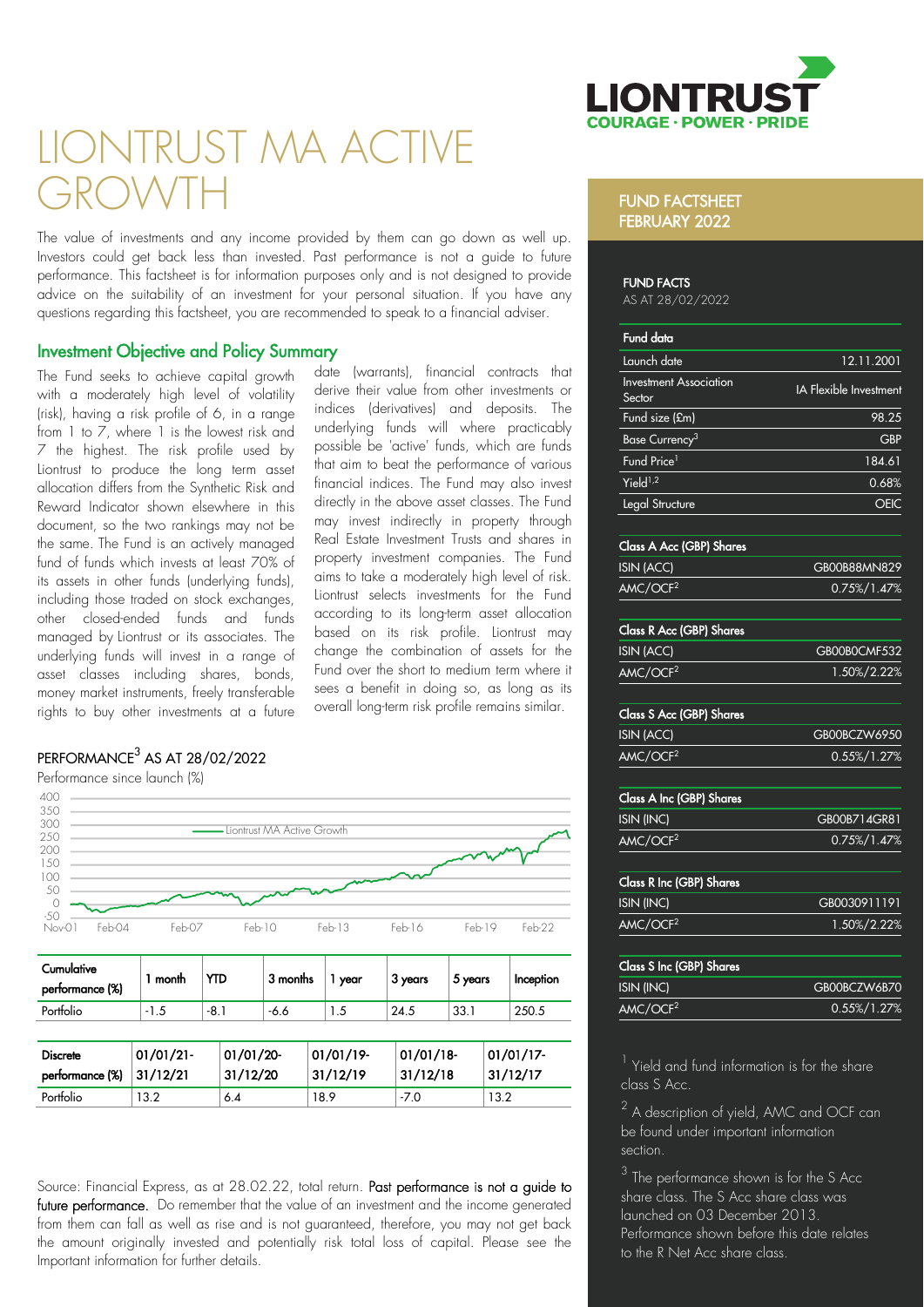# LIONTRUST MA ACTIVE GROWTH

The value of investments and any income provided by them can go down as well up. Investors could get back less than invested. Past performance is not a guide to future performance. This factsheet is for information purposes only and is not designed to provide advice on the suitability of an investment for your personal situation. If you have any questions regarding this factsheet, you are recommended to speak to a financial adviser.

## Investment Objective and Policy Summary

The Fund seeks to achieve capital growth with a moderately high level of volatility (risk), having a risk profile of 6, in a range from 1 to 7, where 1 is the lowest risk and 7 the highest. The risk profile used by Liontrust to produce the long term asset allocation differs from the Synthetic Risk and Reward Indicator shown elsewhere in this document, so the two rankings may not be the same. The Fund is an actively managed fund of funds which invests at least 70% of its assets in other funds (underlying funds), including those traded on stock exchanges, other closed-ended funds and funds managed by Liontrust or its associates. The underlying funds will invest in a range of asset classes including shares, bonds, money market instruments, freely transferable rights to buy other investments at a future date (warrants), financial contracts that derive their value from other investments or indices (derivatives) and deposits. The underlying funds will where practicably possible be 'active' funds, which are funds that aim to beat the performance of various financial indices. The Fund may also invest directly in the above asset classes. The Fund may invest indirectly in property through Real Estate Investment Trusts and shares in property investment companies. The Fund aims to take a moderately high level of risk. Liontrust selects investments for the Fund according to its long-term asset allocation based on its risk profile. Liontrust may change the combination of assets for the Fund over the short to medium term where it sees a benefit in doing so, as long as its overall long-term risk profile remains similar.

## PERFORMANCE[3] AS AT 28/02/2022

Performance since launch (%)

| Cumulative performance (%) | 1 month | YTD | 3 months | 1 year | 3 years | 5 years | Inception |
|---|---|---|---|---|---|---|---|
| Portfolio | -1.5 | -8.1 | -6.6 | 1.5 | 24.5 | 33.1 | 250.5 |

| Discrete performance (%) | 01/01/21-31/12/21 | 01/01/20-31/12/20 | 01/01/19-31/12/19 | 01/01/18-31/12/18 | 01/01/17-31/12/17 |
|---|---|---|---|---|---|
| Portfolio | 13.2 | 6.4 | 18.9 | -7.0 | 13.2 |

Source: Financial Express, as at 28.02.22, total return. **Past performance is not a guide to future performance.** Do remember that the value of an investment and the income generated from them can fall as well as rise and is not guaranteed, therefore, you may not get back the amount originally invested and potentially risk total loss of capital. Please see the Important information for further details.

## FUND FACTSHEET FEBRUARY 2022

### FUND FACTS

AS AT 28/02/2022

| Fund data | |
|---|---|
| Launch date | 12.11.2001 |
| Investment Association Sector | IA Flexible Investment |
| Fund size (£m) | 98.25 |
| Base Currency[3] | GBP |
| Fund Price[1] | 184.61 |
| Yield[1,2] | 0.68% |
| Legal Structure | OEIC |

| Class A Acc (GBP) Shares | |
|---|---|
| ISIN (ACC) | GB00B88MN829 |
| AMC/OCF[2] | 0.75%/1.47% |

| Class R Acc (GBP) Shares | |
|---|---|
| ISIN (ACC) | GB00B0CMF532 |
| AMC/OCF[2] | 1.50%/2.22% |

| Class S Acc (GBP) Shares | |
|---|---|
| ISIN (ACC) | GB00BCZW6950 |
| AMC/OCF[2] | 0.55%/1.27% |

| Class A Inc (GBP) Shares | |
|---|---|
| ISIN (INC) | GB00B714GR81 |
| AMC/OCF[2] | 0.75%/1.47% |

| Class R Inc (GBP) Shares | |
|---|---|
| ISIN (INC) | GB0030911191 |
| AMC/OCF[2] | 1.50%/2.22% |

| Class S Inc (GBP) Shares | |
|---|---|
| ISIN (INC) | GB00BCZW6B70 |
| AMC/OCF[2] | 0.55%/1.27% |

[1] Yield and fund information is for the share class S Acc.

[2] A description of yield, AMC and OCF can be found under important information section.

[3] The performance shown is for the S Acc share class. The S Acc share class was launched on 03 December 2013. Performance shown before this date relates to the R Net Acc share class.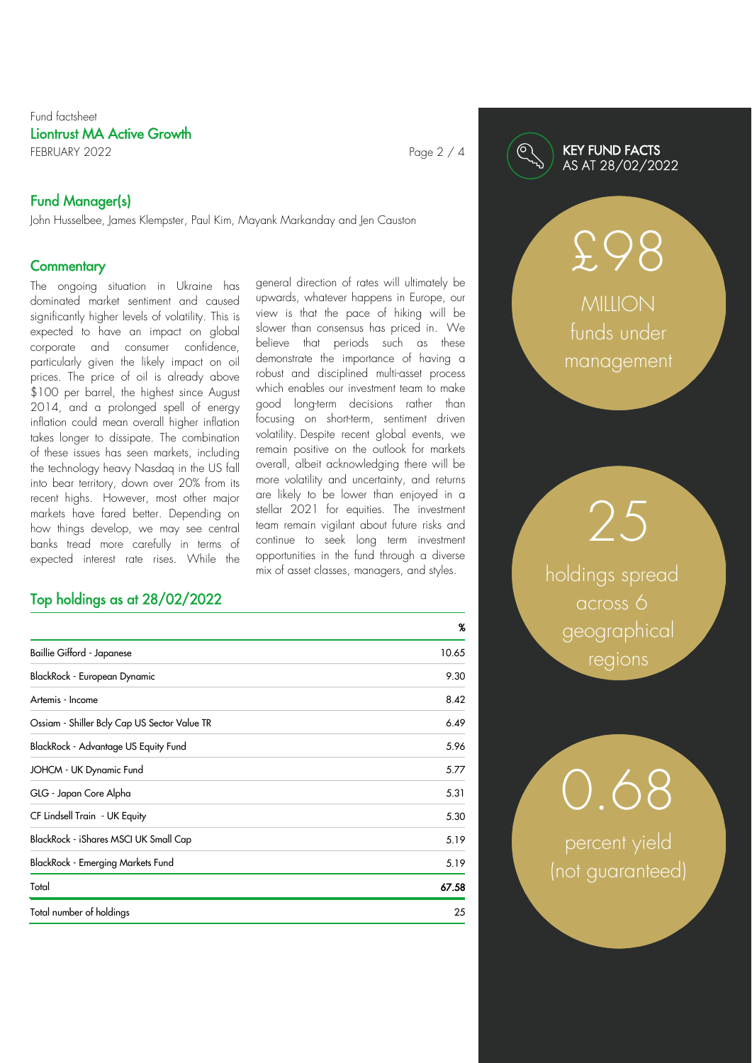Fund factsheet

**Liontrust MA Active Growth**

FEBRUARY 2022

## Fund Manager(s)

John Husselbee, James Klempster, Paul Kim, Mayank Markanday and Jen Causton

## Commentary

The ongoing situation in Ukraine has dominated market sentiment and caused significantly higher levels of volatility. This is expected to have an impact on global corporate and consumer confidence, particularly given the likely impact on oil prices. The price of oil is already above $100 per barrel, the highest since August 2014, and a prolonged spell of energy inflation could mean overall higher inflation takes longer to dissipate. The combination of these issues has seen markets, including the technology heavy Nasdaq in the US fall into bear territory, down over 20% from its recent highs. However, most other major markets have fared better. Depending on how things develop, we may see central banks tread more carefully in terms of expected interest rate rises. While the general direction of rates will ultimately be upwards, whatever happens in Europe, our view is that the pace of hiking will be slower than consensus has priced in. We believe that periods such as these demonstrate the importance of having a robust and disciplined multi-asset process which enables our investment team to make good long-term decisions rather than focusing on short-term, sentiment driven volatility. Despite recent global events, we remain positive on the outlook for markets overall, albeit acknowledging there will be more volatility and uncertainty, and returns are likely to be lower than enjoyed in a stellar 2021 for equities. The investment team remain vigilant about future risks and continue to seek long term investment opportunities in the fund through a diverse mix of asset classes, managers, and styles.

## Top holdings as at 28/02/2022

| | % |
|---|---|
| Baillie Gifford - Japanese | 10.65 |
| BlackRock - European Dynamic | 9.30 |
| Artemis - Income | 8.42 |
| Ossiam - Shiller Bcly Cap US Sector Value TR | 6.49 |
| BlackRock - Advantage US Equity Fund | 5.96 |
| JOHCM - UK Dynamic Fund | 5.77 |
| GLG - Japan Core Alpha | 5.31 |
| CF Lindsell Train - UK Equity | 5.30 |
| BlackRock - iShares MSCI UK Small Cap | 5.19 |
| BlackRock - Emerging Markets Fund | 5.19 |
| **Total** | **67.58** |
| Total number of holdings | 25 |

## KEY FUND FACTS
AS AT 28/02/2022

£98 MILLION funds under management

25 holdings spread across 6 geographical regions

0.68 percent yield (not guaranteed)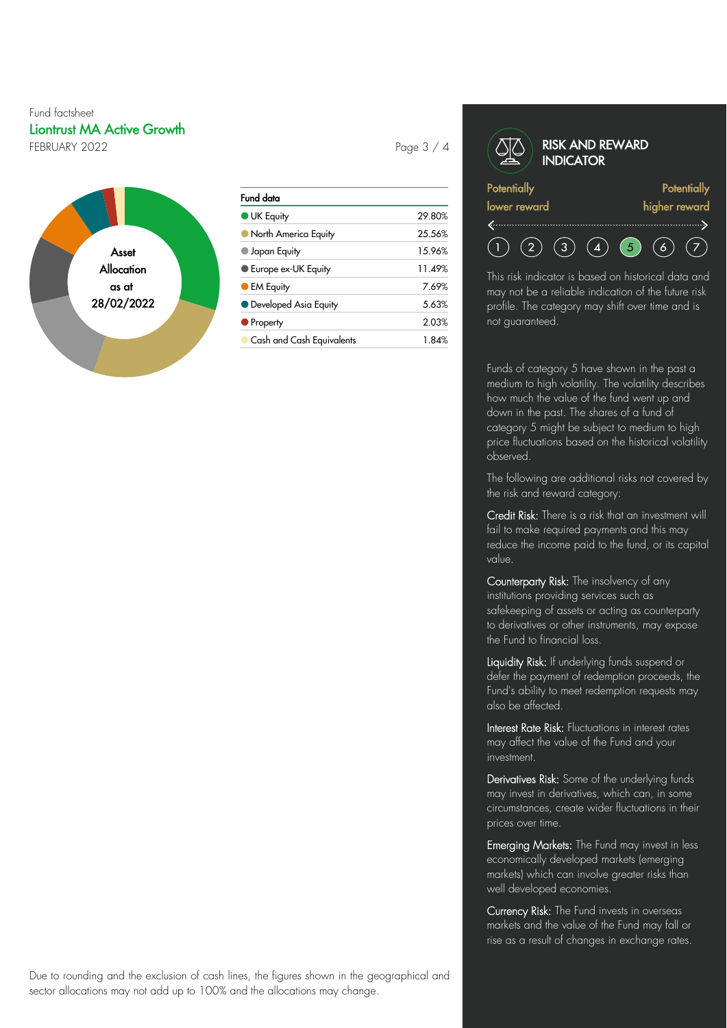Fund factsheet

## Liontrust MA Active Growth

FEBRUARY 2022

Asset Allocation as at 28/02/2022

| Fund data | |
|---|---|
| UK Equity | 29.80% |
| North America Equity | 25.56% |
| Japan Equity | 15.96% |
| Europe ex-UK Equity | 11.49% |
| EM Equity | 7.69% |
| Developed Asia Equity | 5.63% |
| Property | 2.03% |
| Cash and Cash Equivalents | 1.84% |

Due to rounding and the exclusion of cash lines, the figures shown in the geographical and sector allocations may not add up to 100% and the allocations may change.

## RISK AND REWARD INDICATOR

Potentially lower reward — Potentially higher reward

1 2 3 4 **5** 6 7

This risk indicator is based on historical data and may not be a reliable indication of the future risk profile. The category may shift over time and is not guaranteed.

Funds of category 5 have shown in the past a medium to high volatility. The volatility describes how much the value of the fund went up and down in the past. The shares of a fund of category 5 might be subject to medium to high price fluctuations based on the historical volatility observed.

The following are additional risks not covered by the risk and reward category:

**Credit Risk:** There is a risk that an investment will fail to make required payments and this may reduce the income paid to the fund, or its capital value.

**Counterparty Risk:** The insolvency of any institutions providing services such as safekeeping of assets or acting as counterparty to derivatives or other instruments, may expose the Fund to financial loss.

**Liquidity Risk:** If underlying funds suspend or defer the payment of redemption proceeds, the Fund's ability to meet redemption requests may also be affected.

**Interest Rate Risk:** Fluctuations in interest rates may affect the value of the Fund and your investment.

**Derivatives Risk:** Some of the underlying funds may invest in derivatives, which can, in some circumstances, create wider fluctuations in their prices over time.

**Emerging Markets:** The Fund may invest in less economically developed markets (emerging markets) which can involve greater risks than well developed economies.

**Currency Risk:** The Fund invests in overseas markets and the value of the Fund may fall or rise as a result of changes in exchange rates.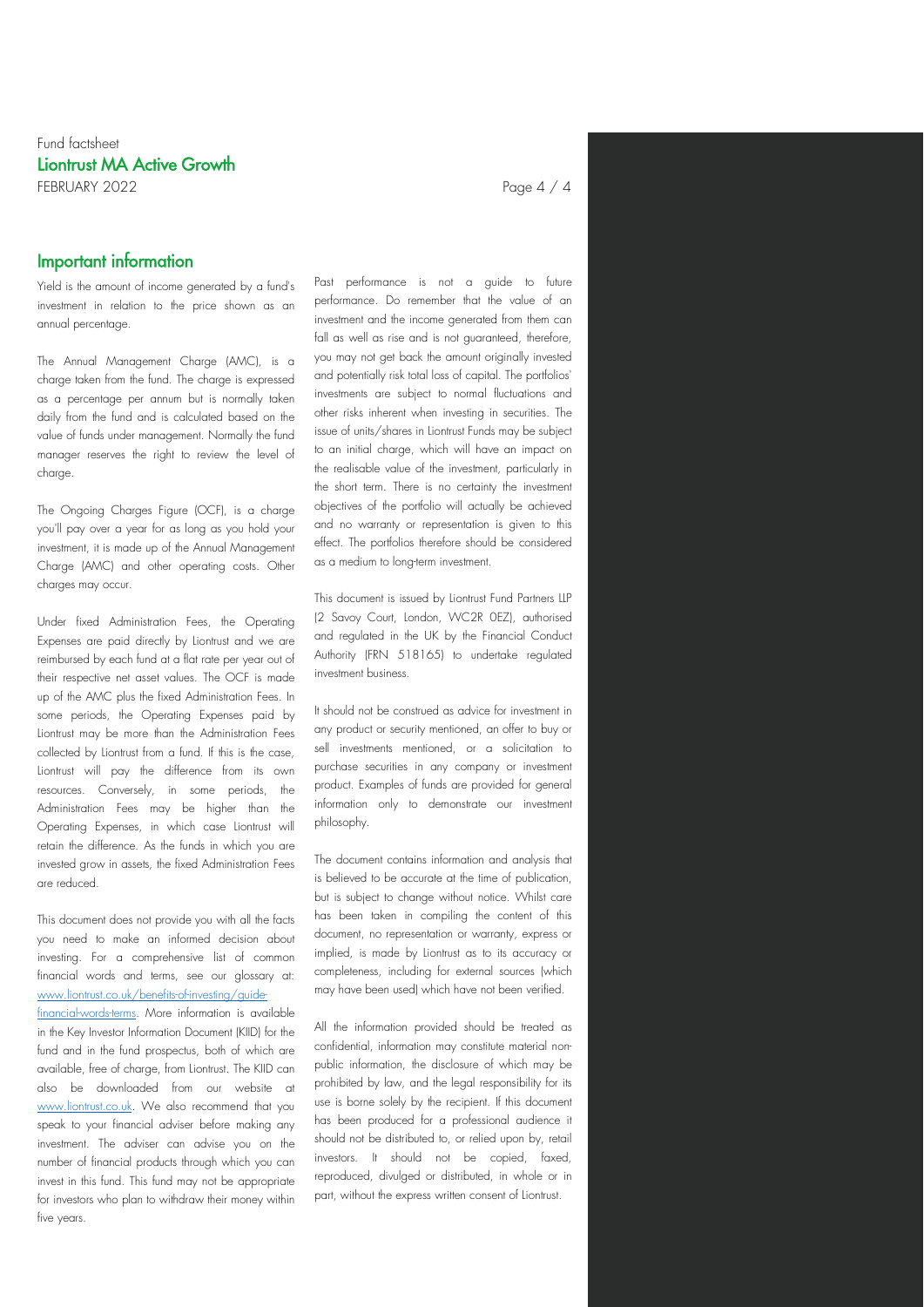## Important information

Yield is the amount of income generated by a fund's investment in relation to the price shown as an annual percentage.

The Annual Management Charge (AMC), is a charge taken from the fund. The charge is expressed as a percentage per annum but is normally taken daily from the fund and is calculated based on the value of funds under management. Normally the fund manager reserves the right to review the level of charge.

The Ongoing Charges Figure (OCF), is a charge you'll pay over a year for as long as you hold your investment, it is made up of the Annual Management Charge (AMC) and other operating costs. Other charges may occur.

Under fixed Administration Fees, the Operating Expenses are paid directly by Liontrust and we are reimbursed by each fund at a flat rate per year out of their respective net asset values. The OCF is made up of the AMC plus the fixed Administration Fees. In some periods, the Operating Expenses paid by Liontrust may be more than the Administration Fees collected by Liontrust from a fund. If this is the case, Liontrust will pay the difference from its own resources. Conversely, in some periods, the Administration Fees may be higher than the Operating Expenses, in which case Liontrust will retain the difference. As the funds in which you are invested grow in assets, the fixed Administration Fees are reduced.

This document does not provide you with all the facts you need to make an informed decision about investing. For a comprehensive list of common financial words and terms, see our glossary at: [www.liontrust.co.uk/benefits-of-investing/guide-financial-words-terms](www.liontrust.co.uk/benefits-of-investing/guide-financial-words-terms). More information is available in the Key Investor Information Document (KIID) for the fund and in the fund prospectus, both of which are available, free of charge, from Liontrust. The KIID can also be downloaded from our website at [www.liontrust.co.uk](www.liontrust.co.uk). We also recommend that you speak to your financial adviser before making any investment. The adviser can advise you on the number of financial products through which you can invest in this fund. This fund may not be appropriate for investors who plan to withdraw their money within five years.

Past performance is not a guide to future performance. Do remember that the value of an investment and the income generated from them can fall as well as rise and is not guaranteed, therefore, you may not get back the amount originally invested and potentially risk total loss of capital. The portfolios' investments are subject to normal fluctuations and other risks inherent when investing in securities. The issue of units/shares in Liontrust Funds may be subject to an initial charge, which will have an impact on the realisable value of the investment, particularly in the short term. There is no certainty the investment objectives of the portfolio will actually be achieved and no warranty or representation is given to this effect. The portfolios therefore should be considered as a medium to long-term investment.

This document is issued by Liontrust Fund Partners LLP (2 Savoy Court, London, WC2R 0EZ), authorised and regulated in the UK by the Financial Conduct Authority (FRN 518165) to undertake regulated investment business.

It should not be construed as advice for investment in any product or security mentioned, an offer to buy or sell investments mentioned, or a solicitation to purchase securities in any company or investment product. Examples of funds are provided for general information only to demonstrate our investment philosophy.

The document contains information and analysis that is believed to be accurate at the time of publication, but is subject to change without notice. Whilst care has been taken in compiling the content of this document, no representation or warranty, express or implied, is made by Liontrust as to its accuracy or completeness, including for external sources (which may have been used) which have not been verified.

All the information provided should be treated as confidential, information may constitute material non-public information, the disclosure of which may be prohibited by law, and the legal responsibility for its use is borne solely by the recipient. If this document has been produced for a professional audience it should not be distributed to, or relied upon by, retail investors. It should not be copied, faxed, reproduced, divulged or distributed, in whole or in part, without the express written consent of Liontrust.